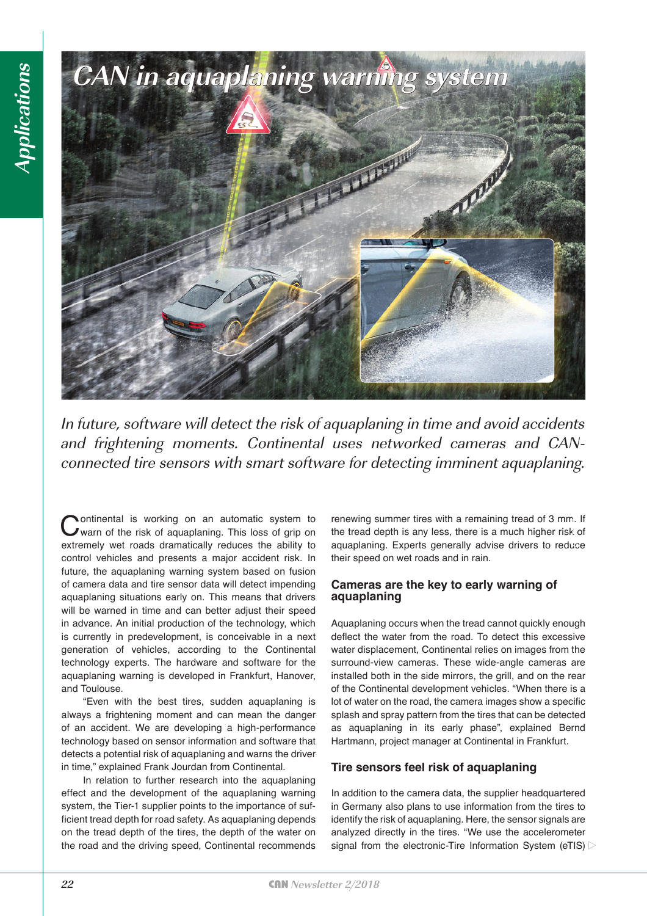# CAN in aquaplaning warning system

*In future, software will detect the risk of aquaplaning in time and avoid accidents and frightening moments. Continental uses networked cameras and CAN-connected tire sensors with smart software for detecting imminent aquaplaning.*

Continental is working on an automatic system to warn of the risk of aquaplaning. This loss of grip on extremely wet roads dramatically reduces the ability to control vehicles and presents a major accident risk. In future, the aquaplaning warning system based on fusion of camera data and tire sensor data will detect impending aquaplaning situations early on. This means that drivers will be warned in time and can better adjust their speed in advance. An initial production of the technology, which is currently in predevelopment, is conceivable in a next generation of vehicles, according to the Continental technology experts. The hardware and software for the aquaplaning warning is developed in Frankfurt, Hanover, and Toulouse.

"Even with the best tires, sudden aquaplaning is always a frightening moment and can mean the danger of an accident. We are developing a high-performance technology based on sensor information and software that detects a potential risk of aquaplaning and warns the driver in time," explained Frank Jourdan from Continental.

In relation to further research into the aquaplaning effect and the development of the aquaplaning warning system, the Tier-1 supplier points to the importance of sufficient tread depth for road safety. As aquaplaning depends on the tread depth of the tires, the depth of the water on the road and the driving speed, Continental recommends renewing summer tires with a remaining tread of 3 mm. If the tread depth is any less, there is a much higher risk of aquaplaning. Experts generally advise drivers to reduce their speed on wet roads and in rain.

## Cameras are the key to early warning of aquaplaning

Aquaplaning occurs when the tread cannot quickly enough deflect the water from the road. To detect this excessive water displacement, Continental relies on images from the surround-view cameras. These wide-angle cameras are installed both in the side mirrors, the grill, and on the rear of the Continental development vehicles. "When there is a lot of water on the road, the camera images show a specific splash and spray pattern from the tires that can be detected as aquaplaning in its early phase", explained Bernd Hartmann, project manager at Continental in Frankfurt.

## Tire sensors feel risk of aquaplaning

In addition to the camera data, the supplier headquartered in Germany also plans to use information from the tires to identify the risk of aquaplaning. Here, the sensor signals are analyzed directly in the tires. "We use the accelerometer signal from the electronic-Tire Information System (eTIS)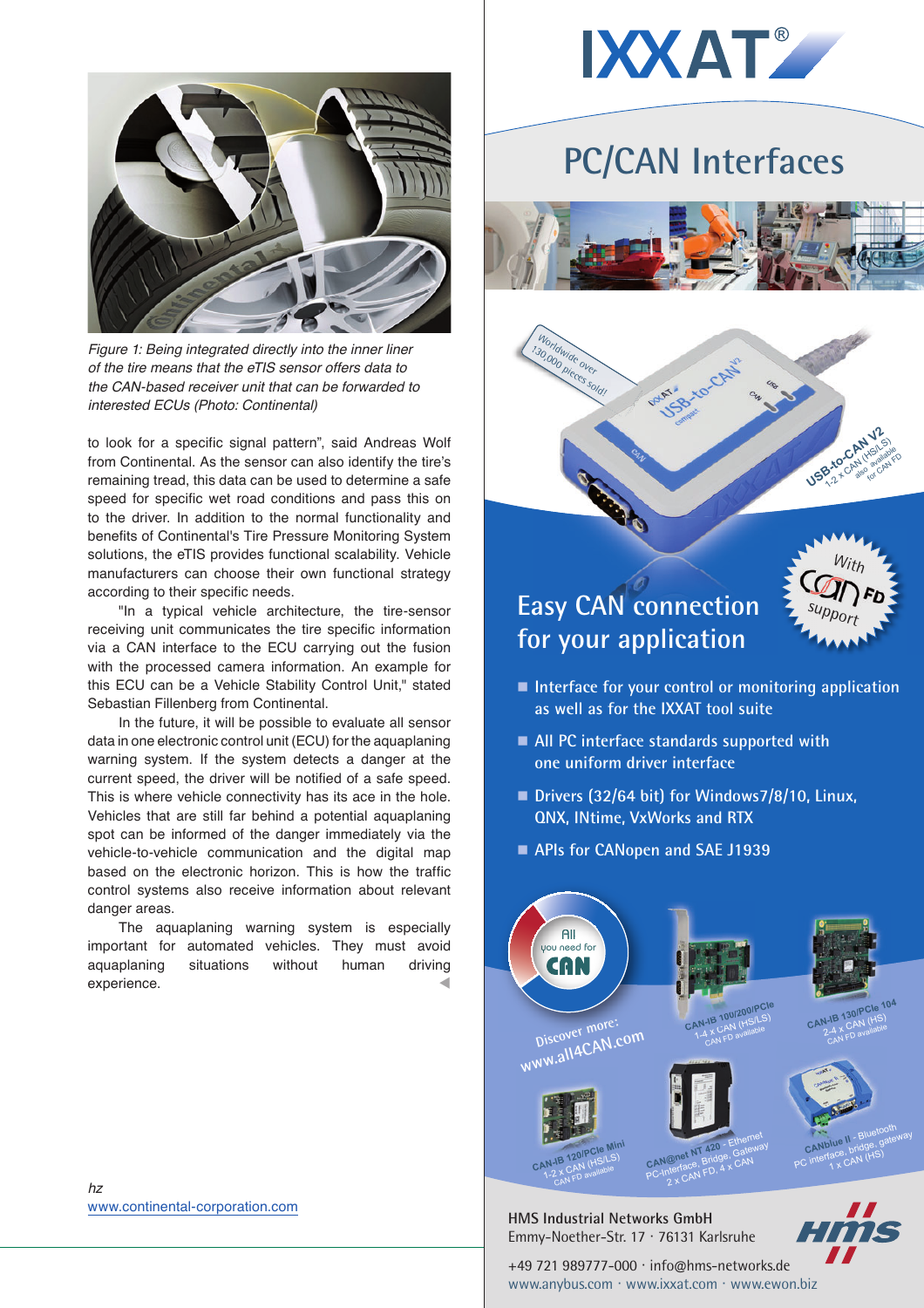*Figure 1: Being integrated directly into the inner liner of the tire means that the eTIS sensor offers data to the CAN-based receiver unit that can be forwarded to interested ECUs (Photo: Continental)*

to look for a specific signal pattern", said Andreas Wolf from Continental. As the sensor can also identify the tire's remaining tread, this data can be used to determine a safe speed for specific wet road conditions and pass this on to the driver. In addition to the normal functionality and benefits of Continental's Tire Pressure Monitoring System solutions, the eTIS provides functional scalability. Vehicle manufacturers can choose their own functional strategy according to their specific needs.

"In a typical vehicle architecture, the tire-sensor receiving unit communicates the tire specific information via a CAN interface to the ECU carrying out the fusion with the processed camera information. An example for this ECU can be a Vehicle Stability Control Unit," stated Sebastian Fillenberg from Continental.

In the future, it will be possible to evaluate all sensor data in one electronic control unit (ECU) for the aquaplaning warning system. If the system detects a danger at the current speed, the driver will be notified of a safe speed. This is where vehicle connectivity has its ace in the hole. Vehicles that are still far behind a potential aquaplaning spot can be informed of the danger immediately via the vehicle-to-vehicle communication and the digital map based on the electronic horizon. This is how the traffic control systems also receive information about relevant danger areas.

The aquaplaning warning system is especially important for automated vehicles. They must avoid aquaplaning situations without human driving experience. ◀

*hz*

www.continental-corporation.com

IXXAT®

# PC/CAN Interfaces

Worldwide over 130,000 pieces sold!

USB-to-CAN V2
1-2 x CAN (HS/LS)
also available for CAN FD

With CAN FD support

## Easy CAN connection for your application

- Interface for your control or monitoring application as well as for the IXXAT tool suite
- All PC interface standards supported with one uniform driver interface
- Drivers (32/64 bit) for Windows7/8/10, Linux, QNX, INtime, VxWorks and RTX
- APIs for CANopen and SAE J1939

All you need for CAN

Discover more: www.all4CAN.com

CAN-IB 100/200/PCIe
1-4 x CAN (HS/LS)
CAN FD available

CAN-IB 130/PCIe 104
2-4 x CAN (HS)
CAN FD available

CAN-IB 120/PCIe Mini
1-2 x CAN (HS/LS)
CAN FD available

CAN@net NT 420 - Ethernet
PC-Interface, Bridge, Gateway
2 x CAN FD, 4 x CAN

CANblue II - Bluetooth
PC interface, bridge, gateway
1 x CAN (HS)

HMS Industrial Networks GmbH
Emmy-Noether-Str. 17 · 76131 Karlsruhe

+49 721 989777-000 · info@hms-networks.de
www.anybus.com · www.ixxat.com · www.ewon.biz